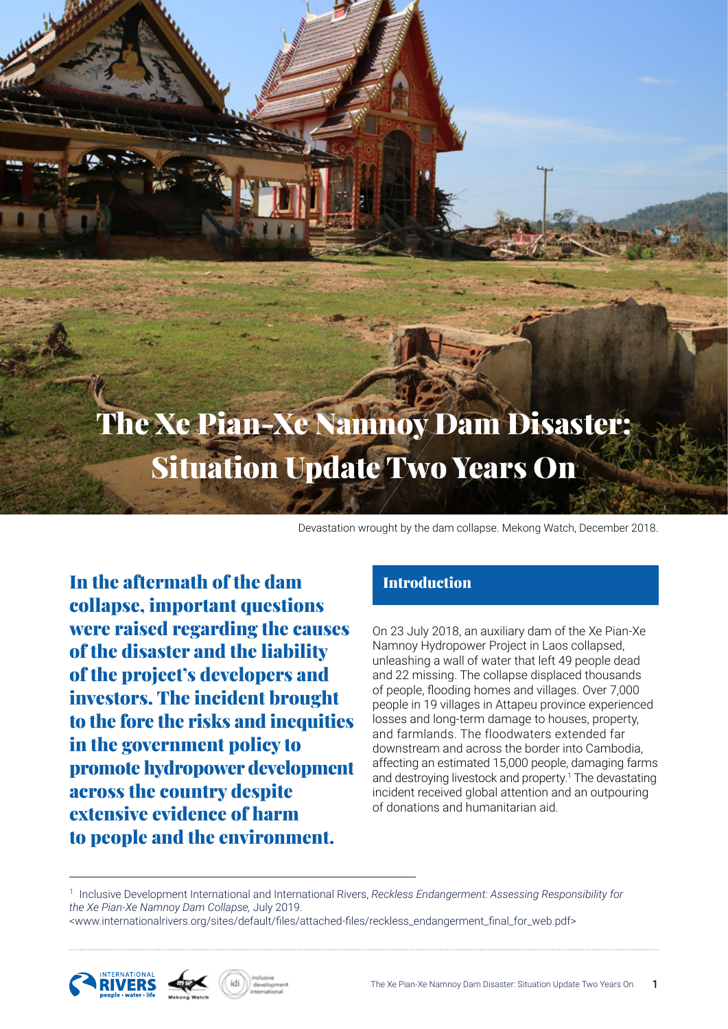# The Xe Pian-Xe Namnoy Dam Disaster: Situation Update Two Years On

Devastation wrought by the dam collapse. Mekong Watch, December 2018.

**In the aftermath of the dam collapse, important questions were raised regarding the causes of the disaster and the liability of the project's developers and investors. The incident brought to the fore the risks and inequities in the government policy to promote hydropower development across the country despite extensive evidence of harm to people and the environment.**

## Introduction

On 23 July 2018, an auxiliary dam of the Xe Pian-Xe Namnoy Hydropower Project in Laos collapsed, unleashing a wall of water that left 49 people dead and 22 missing. The collapse displaced thousands of people, flooding homes and villages. Over 7,000 people in 19 villages in Attapeu province experienced losses and long-term damage to houses, property, and farmlands. The floodwaters extended far downstream and across the border into Cambodia, affecting an estimated 15,000 people, damaging farms and destroying livestock and property.[1] The devastating incident received global attention and an outpouring of donations and humanitarian aid.

[1] Inclusive Development International and International Rivers, *Reckless Endangerment: Assessing Responsibility for the Xe Pian-Xe Namnoy Dam Collapse,* July 2019. <www.internationalrivers.org/sites/default/files/attached-files/reckless_endangerment_final_for_web.pdf>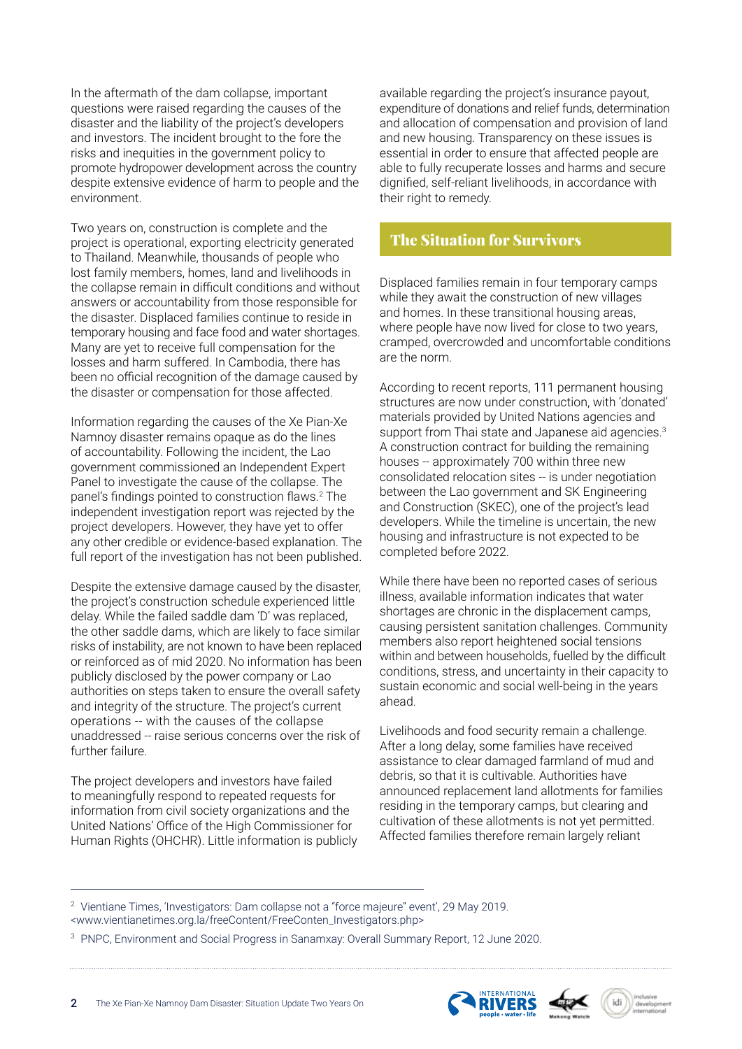In the aftermath of the dam collapse, important questions were raised regarding the causes of the disaster and the liability of the project's developers and investors. The incident brought to the fore the risks and inequities in the government policy to promote hydropower development across the country despite extensive evidence of harm to people and the environment.

Two years on, construction is complete and the project is operational, exporting electricity generated to Thailand. Meanwhile, thousands of people who lost family members, homes, land and livelihoods in the collapse remain in difficult conditions and without answers or accountability from those responsible for the disaster. Displaced families continue to reside in temporary housing and face food and water shortages. Many are yet to receive full compensation for the losses and harm suffered. In Cambodia, there has been no official recognition of the damage caused by the disaster or compensation for those affected.

Information regarding the causes of the Xe Pian-Xe Namnoy disaster remains opaque as do the lines of accountability. Following the incident, the Lao government commissioned an Independent Expert Panel to investigate the cause of the collapse. The panel's findings pointed to construction flaws.[2] The independent investigation report was rejected by the project developers. However, they have yet to offer any other credible or evidence-based explanation. The full report of the investigation has not been published.

Despite the extensive damage caused by the disaster, the project's construction schedule experienced little delay. While the failed saddle dam 'D' was replaced, the other saddle dams, which are likely to face similar risks of instability, are not known to have been replaced or reinforced as of mid 2020. No information has been publicly disclosed by the power company or Lao authorities on steps taken to ensure the overall safety and integrity of the structure. The project's current operations -- with the causes of the collapse unaddressed -- raise serious concerns over the risk of further failure.

The project developers and investors have failed to meaningfully respond to repeated requests for information from civil society organizations and the United Nations' Office of the High Commissioner for Human Rights (OHCHR). Little information is publicly available regarding the project's insurance payout, expenditure of donations and relief funds, determination and allocation of compensation and provision of land and new housing. Transparency on these issues is essential in order to ensure that affected people are able to fully recuperate losses and harms and secure dignified, self-reliant livelihoods, in accordance with their right to remedy.

## The Situation for Survivors

Displaced families remain in four temporary camps while they await the construction of new villages and homes. In these transitional housing areas, where people have now lived for close to two years, cramped, overcrowded and uncomfortable conditions are the norm.

According to recent reports, 111 permanent housing structures are now under construction, with 'donated' materials provided by United Nations agencies and support from Thai state and Japanese aid agencies.[3] A construction contract for building the remaining houses -- approximately 700 within three new consolidated relocation sites -- is under negotiation between the Lao government and SK Engineering and Construction (SKEC), one of the project's lead developers. While the timeline is uncertain, the new housing and infrastructure is not expected to be completed before 2022.

While there have been no reported cases of serious illness, available information indicates that water shortages are chronic in the displacement camps, causing persistent sanitation challenges. Community members also report heightened social tensions within and between households, fuelled by the difficult conditions, stress, and uncertainty in their capacity to sustain economic and social well-being in the years ahead.

Livelihoods and food security remain a challenge. After a long delay, some families have received assistance to clear damaged farmland of mud and debris, so that it is cultivable. Authorities have announced replacement land allotments for families residing in the temporary camps, but clearing and cultivation of these allotments is not yet permitted. Affected families therefore remain largely reliant

---

[2] Vientiane Times, 'Investigators: Dam collapse not a "force majeure" event', 29 May 2019. <www.vientianetimes.org.la/freeContent/FreeConten_Investigators.php>

[3] PNPC, Environment and Social Progress in Sanamxay: Overall Summary Report, 12 June 2020.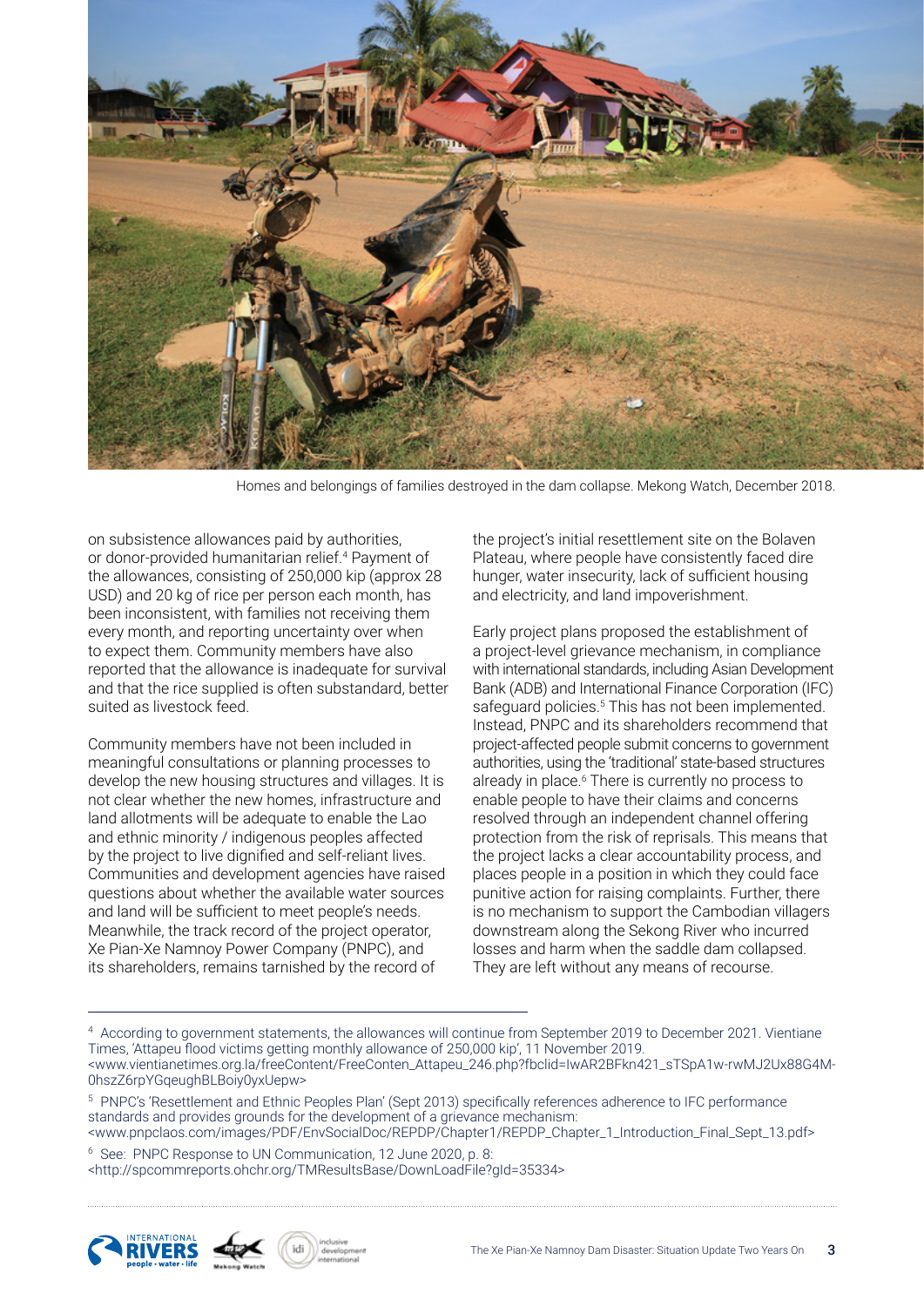Homes and belongings of families destroyed in the dam collapse. Mekong Watch, December 2018.

on subsistence allowances paid by authorities, or donor-provided humanitarian relief.[4] Payment of the allowances, consisting of 250,000 kip (approx 28 USD) and 20 kg of rice per person each month, has been inconsistent, with families not receiving them every month, and reporting uncertainty over when to expect them. Community members have also reported that the allowance is inadequate for survival and that the rice supplied is often substandard, better suited as livestock feed.

Community members have not been included in meaningful consultations or planning processes to develop the new housing structures and villages. It is not clear whether the new homes, infrastructure and land allotments will be adequate to enable the Lao and ethnic minority / indigenous peoples affected by the project to live dignified and self-reliant lives. Communities and development agencies have raised questions about whether the available water sources and land will be sufficient to meet people's needs. Meanwhile, the track record of the project operator, Xe Pian-Xe Namnoy Power Company (PNPC), and its shareholders, remains tarnished by the record of the project's initial resettlement site on the Bolaven Plateau, where people have consistently faced dire hunger, water insecurity, lack of sufficient housing and electricity, and land impoverishment.

Early project plans proposed the establishment of a project-level grievance mechanism, in compliance with international standards, including Asian Development Bank (ADB) and International Finance Corporation (IFC) safeguard policies.[5] This has not been implemented. Instead, PNPC and its shareholders recommend that project-affected people submit concerns to government authorities, using the 'traditional' state-based structures already in place.[6] There is currently no process to enable people to have their claims and concerns resolved through an independent channel offering protection from the risk of reprisals. This means that the project lacks a clear accountability process, and places people in a position in which they could face punitive action for raising complaints. Further, there is no mechanism to support the Cambodian villagers downstream along the Sekong River who incurred losses and harm when the saddle dam collapsed. They are left without any means of recourse.

---

[4] According to government statements, the allowances will continue from September 2019 to December 2021. Vientiane Times, 'Attapeu flood victims getting monthly allowance of 250,000 kip', 11 November 2019. <www.vientianetimes.org.la/freeContent/FreeConten_Attapeu_246.php?fbclid=IwAR2BFkn421_sTSpA1w-rwMJ2Ux88G4M-0hszZ6rpYGqeughBLBoiy0yxUepw>

[5] PNPC's 'Resettlement and Ethnic Peoples Plan' (Sept 2013) specifically references adherence to IFC performance standards and provides grounds for the development of a grievance mechanism: <www.pnpclaos.com/images/PDF/EnvSocialDoc/REPDP/Chapter1/REPDP_Chapter_1_Introduction_Final_Sept_13.pdf>

[6] See: PNPC Response to UN Communication, 12 June 2020, p. 8: <http://spcommreports.ohchr.org/TMResultsBase/DownLoadFile?gId=35334>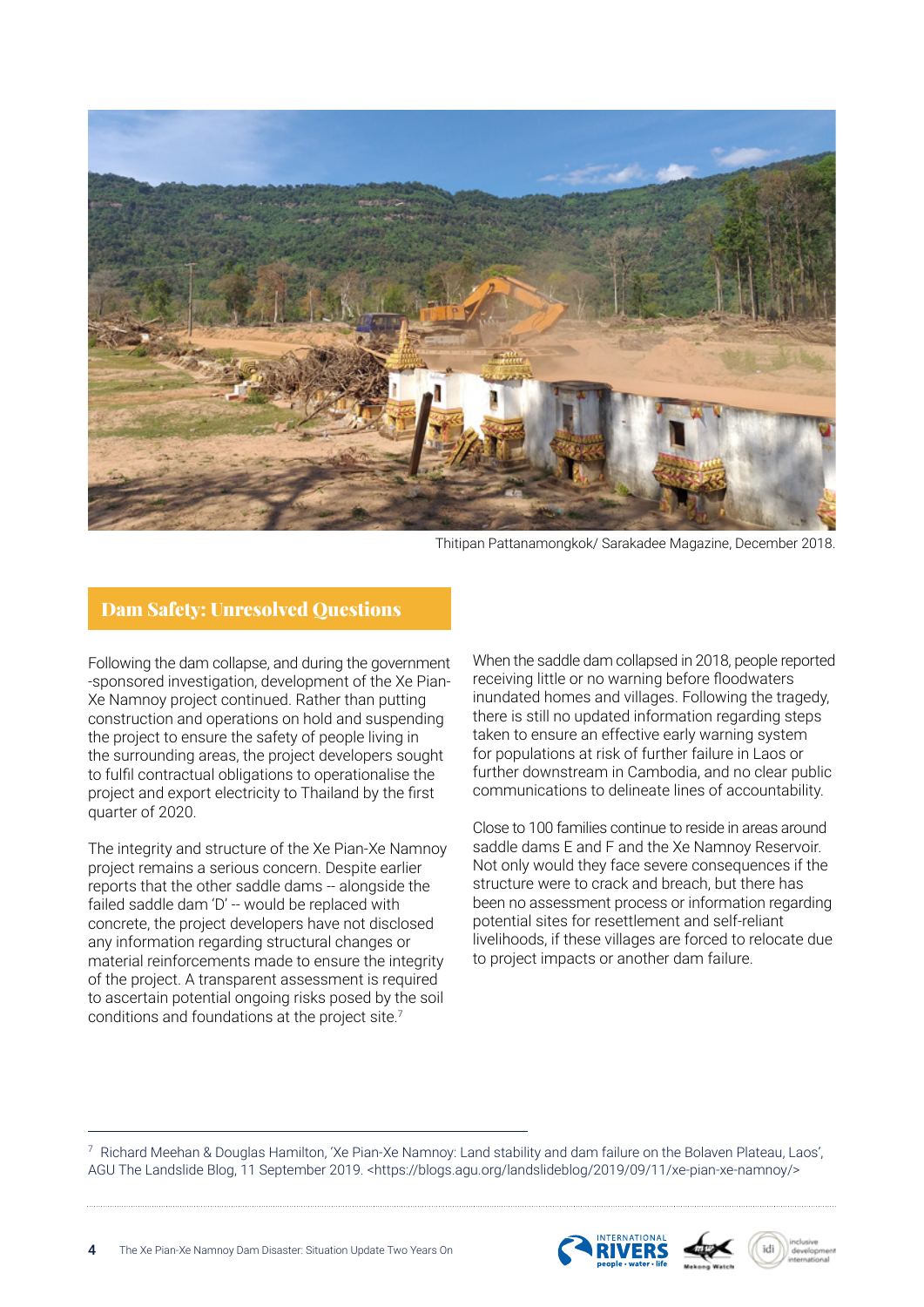Thitipan Pattanamongkok/ Sarakadee Magazine, December 2018.

## Dam Safety: Unresolved Questions

Following the dam collapse, and during the government -sponsored investigation, development of the Xe Pian-Xe Namnoy project continued. Rather than putting construction and operations on hold and suspending the project to ensure the safety of people living in the surrounding areas, the project developers sought to fulfil contractual obligations to operationalise the project and export electricity to Thailand by the first quarter of 2020.

The integrity and structure of the Xe Pian-Xe Namnoy project remains a serious concern. Despite earlier reports that the other saddle dams -- alongside the failed saddle dam 'D' -- would be replaced with concrete, the project developers have not disclosed any information regarding structural changes or material reinforcements made to ensure the integrity of the project. A transparent assessment is required to ascertain potential ongoing risks posed by the soil conditions and foundations at the project site.[7]

When the saddle dam collapsed in 2018, people reported receiving little or no warning before floodwaters inundated homes and villages. Following the tragedy, there is still no updated information regarding steps taken to ensure an effective early warning system for populations at risk of further failure in Laos or further downstream in Cambodia, and no clear public communications to delineate lines of accountability.

Close to 100 families continue to reside in areas around saddle dams E and F and the Xe Namnoy Reservoir. Not only would they face severe consequences if the structure were to crack and breach, but there has been no assessment process or information regarding potential sites for resettlement and self-reliant livelihoods, if these villages are forced to relocate due to project impacts or another dam failure.

---

[7] Richard Meehan & Douglas Hamilton, 'Xe Pian-Xe Namnoy: Land stability and dam failure on the Bolaven Plateau, Laos', AGU The Landslide Blog, 11 September 2019. <https://blogs.agu.org/landslideblog/2019/09/11/xe-pian-xe-namnoy/>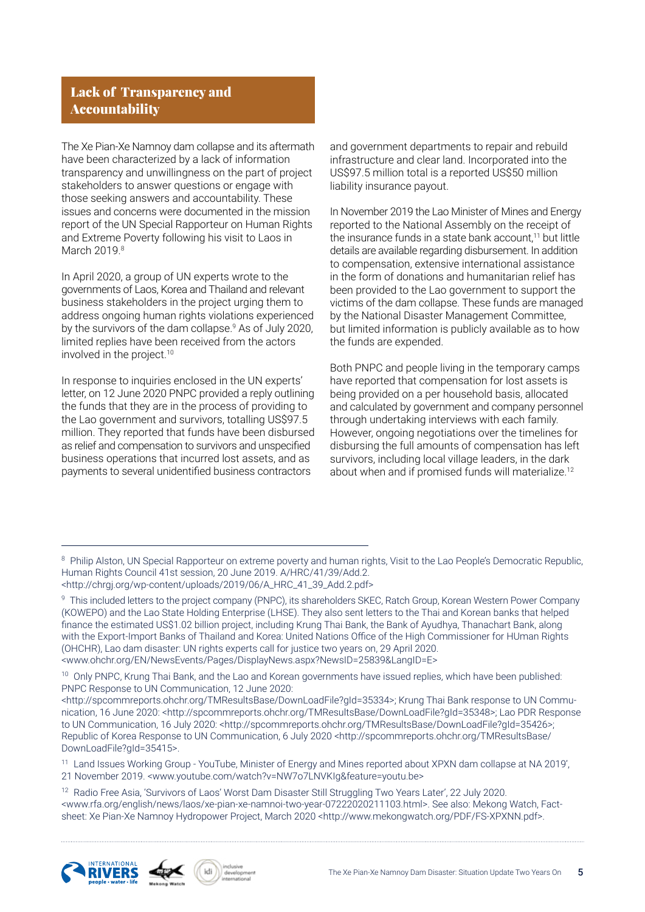## Lack of Transparency and Accountability

The Xe Pian-Xe Namnoy dam collapse and its aftermath have been characterized by a lack of information transparency and unwillingness on the part of project stakeholders to answer questions or engage with those seeking answers and accountability. These issues and concerns were documented in the mission report of the UN Special Rapporteur on Human Rights and Extreme Poverty following his visit to Laos in March 2019.[8]

In April 2020, a group of UN experts wrote to the governments of Laos, Korea and Thailand and relevant business stakeholders in the project urging them to address ongoing human rights violations experienced by the survivors of the dam collapse.[9] As of July 2020, limited replies have been received from the actors involved in the project.[10]

In response to inquiries enclosed in the UN experts' letter, on 12 June 2020 PNPC provided a reply outlining the funds that they are in the process of providing to the Lao government and survivors, totalling US$97.5 million. They reported that funds have been disbursed as relief and compensation to survivors and unspecified business operations that incurred lost assets, and as payments to several unidentified business contractors and government departments to repair and rebuild infrastructure and clear land. Incorporated into the US$97.5 million total is a reported US$50 million liability insurance payout.

In November 2019 the Lao Minister of Mines and Energy reported to the National Assembly on the receipt of the insurance funds in a state bank account,[11] but little details are available regarding disbursement. In addition to compensation, extensive international assistance in the form of donations and humanitarian relief has been provided to the Lao government to support the victims of the dam collapse. These funds are managed by the National Disaster Management Committee, but limited information is publicly available as to how the funds are expended.

Both PNPC and people living in the temporary camps have reported that compensation for lost assets is being provided on a per household basis, allocated and calculated by government and company personnel through undertaking interviews with each family. However, ongoing negotiations over the timelines for disbursing the full amounts of compensation has left survivors, including local village leaders, in the dark about when and if promised funds will materialize.[12]

---

[8] Philip Alston, UN Special Rapporteur on extreme poverty and human rights, Visit to the Lao People's Democratic Republic, Human Rights Council 41st session, 20 June 2019. A/HRC/41/39/Add.2. <http://chrgj.org/wp-content/uploads/2019/06/A_HRC_41_39_Add.2.pdf>

[9] This included letters to the project company (PNPC), its shareholders SKEC, Ratch Group, Korean Western Power Company (KOWEPO) and the Lao State Holding Enterprise (LHSE). They also sent letters to the Thai and Korean banks that helped finance the estimated US$1.02 billion project, including Krung Thai Bank, the Bank of Ayudhya, Thanachart Bank, along with the Export-Import Banks of Thailand and Korea: United Nations Office of the High Commissioner for HUman Rights (OHCHR), Lao dam disaster: UN rights experts call for justice two years on, 29 April 2020. <www.ohchr.org/EN/NewsEvents/Pages/DisplayNews.aspx?NewsID=25839&LangID=E>

[10] Only PNPC, Krung Thai Bank, and the Lao and Korean governments have issued replies, which have been published: PNPC Response to UN Communication, 12 June 2020: <http://spcommreports.ohchr.org/TMResultsBase/DownLoadFile?gId=35334>; Krung Thai Bank response to UN Communication, 16 June 2020: <http://spcommreports.ohchr.org/TMResultsBase/DownLoadFile?gId=35348>; Lao PDR Response to UN Communication, 16 July 2020: <http://spcommreports.ohchr.org/TMResultsBase/DownLoadFile?gId=35426>; Republic of Korea Response to UN Communication, 6 July 2020 <http://spcommreports.ohchr.org/TMResultsBase/DownLoadFile?gId=35415>.

[11] Land Issues Working Group - YouTube, Minister of Energy and Mines reported about XPXN dam collapse at NA 2019', 21 November 2019. <www.youtube.com/watch?v=NW7o7LNVKIg&feature=youtu.be>

[12] Radio Free Asia, 'Survivors of Laos' Worst Dam Disaster Still Struggling Two Years Later', 22 July 2020. <www.rfa.org/english/news/laos/xe-pian-xe-namnoi-two-year-07222020211103.html>. See also: Mekong Watch, Fact-sheet: Xe Pian-Xe Namnoy Hydropower Project, March 2020 <http://www.mekongwatch.org/PDF/FS-XPXNN.pdf>.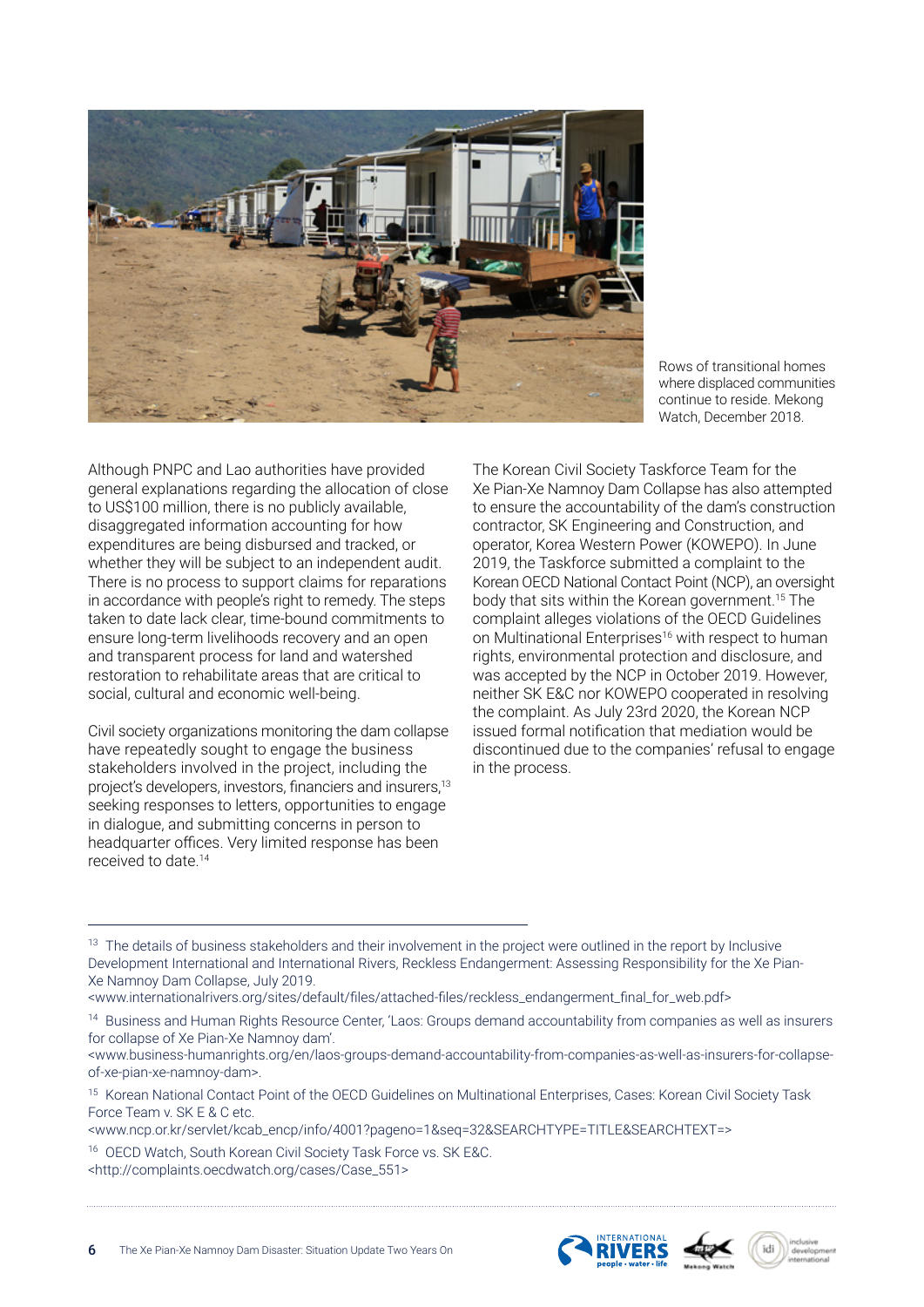Rows of transitional homes where displaced communities continue to reside. Mekong Watch, December 2018.

Although PNPC and Lao authorities have provided general explanations regarding the allocation of close to US$100 million, there is no publicly available, disaggregated information accounting for how expenditures are being disbursed and tracked, or whether they will be subject to an independent audit. There is no process to support claims for reparations in accordance with people's right to remedy. The steps taken to date lack clear, time-bound commitments to ensure long-term livelihoods recovery and an open and transparent process for land and watershed restoration to rehabilitate areas that are critical to social, cultural and economic well-being.

Civil society organizations monitoring the dam collapse have repeatedly sought to engage the business stakeholders involved in the project, including the project's developers, investors, financiers and insurers,[13] seeking responses to letters, opportunities to engage in dialogue, and submitting concerns in person to headquarter offices. Very limited response has been received to date.[14]

The Korean Civil Society Taskforce Team for the Xe Pian-Xe Namnoy Dam Collapse has also attempted to ensure the accountability of the dam's construction contractor, SK Engineering and Construction, and operator, Korea Western Power (KOWEPO). In June 2019, the Taskforce submitted a complaint to the Korean OECD National Contact Point (NCP), an oversight body that sits within the Korean government.[15] The complaint alleges violations of the OECD Guidelines on Multinational Enterprises[16] with respect to human rights, environmental protection and disclosure, and was accepted by the NCP in October 2019. However, neither SK E&C nor KOWEPO cooperated in resolving the complaint. As July 23rd 2020, the Korean NCP issued formal notification that mediation would be discontinued due to the companies' refusal to engage in the process.

---

[13] The details of business stakeholders and their involvement in the project were outlined in the report by Inclusive Development International and International Rivers, Reckless Endangerment: Assessing Responsibility for the Xe Pian-Xe Namnoy Dam Collapse, July 2019.
<www.internationalrivers.org/sites/default/files/attached-files/reckless_endangerment_final_for_web.pdf>

[14] Business and Human Rights Resource Center, 'Laos: Groups demand accountability from companies as well as insurers for collapse of Xe Pian-Xe Namnoy dam'.
<www.business-humanrights.org/en/laos-groups-demand-accountability-from-companies-as-well-as-insurers-for-collapse-of-xe-pian-xe-namnoy-dam>.

[15] Korean National Contact Point of the OECD Guidelines on Multinational Enterprises, Cases: Korean Civil Society Task Force Team v. SK E & C etc.
<www.ncp.or.kr/servlet/kcab_encp/info/4001?pageno=1&seq=32&SEARCHTYPE=TITLE&SEARCHTEXT=>

[16] OECD Watch, South Korean Civil Society Task Force vs. SK E&C.
<http://complaints.oecdwatch.org/cases/Case_551>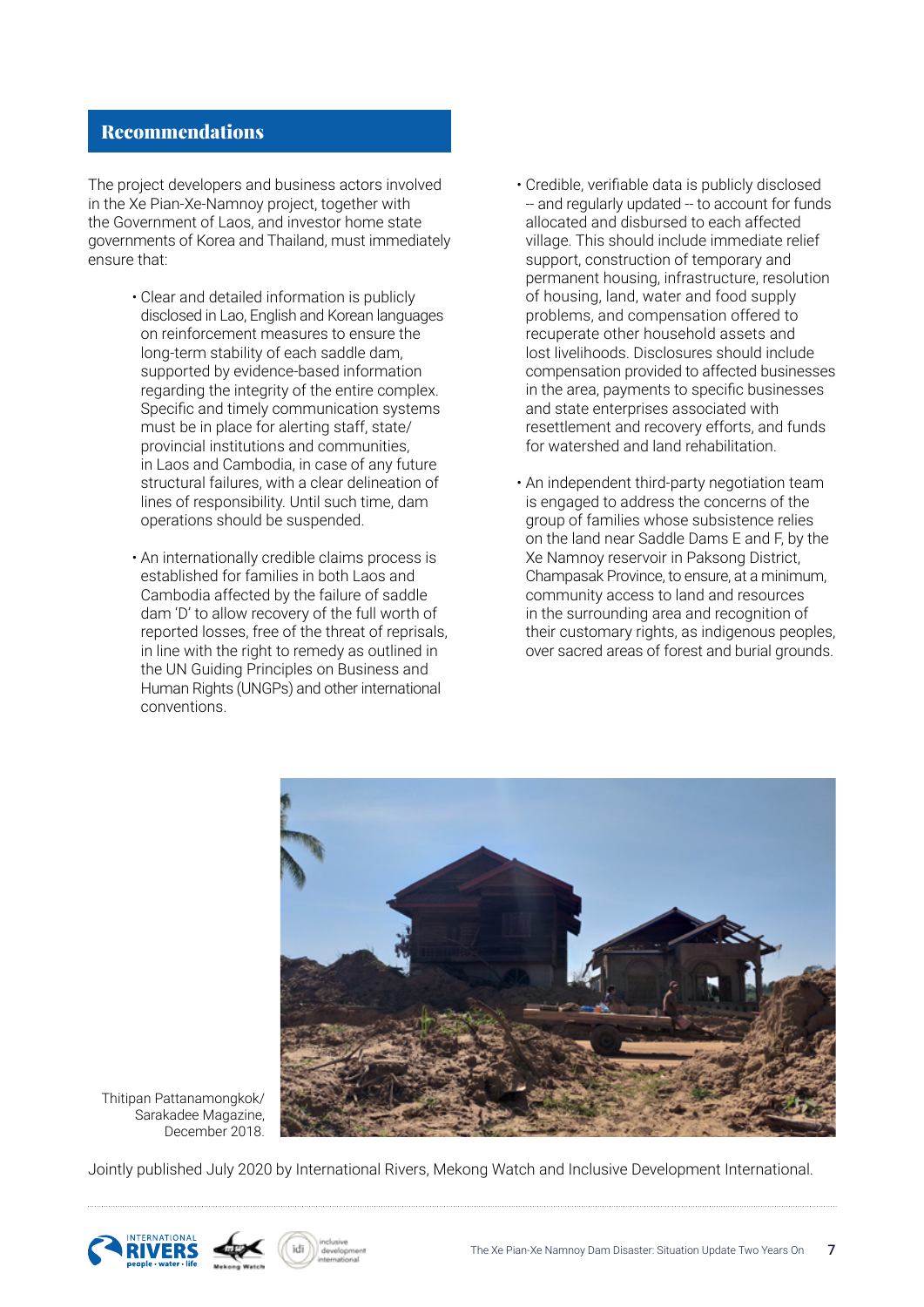## Recommendations

The project developers and business actors involved in the Xe Pian-Xe-Namnoy project, together with the Government of Laos, and investor home state governments of Korea and Thailand, must immediately ensure that:

- Clear and detailed information is publicly disclosed in Lao, English and Korean languages on reinforcement measures to ensure the long-term stability of each saddle dam, supported by evidence-based information regarding the integrity of the entire complex. Specific and timely communication systems must be in place for alerting staff, state/provincial institutions and communities, in Laos and Cambodia, in case of any future structural failures, with a clear delineation of lines of responsibility. Until such time, dam operations should be suspended.

- An internationally credible claims process is established for families in both Laos and Cambodia affected by the failure of saddle dam 'D' to allow recovery of the full worth of reported losses, free of the threat of reprisals, in line with the right to remedy as outlined in the UN Guiding Principles on Business and Human Rights (UNGPs) and other international conventions.

- Credible, verifiable data is publicly disclosed -- and regularly updated -- to account for funds allocated and disbursed to each affected village. This should include immediate relief support, construction of temporary and permanent housing, infrastructure, resolution of housing, land, water and food supply problems, and compensation offered to recuperate other household assets and lost livelihoods. Disclosures should include compensation provided to affected businesses in the area, payments to specific businesses and state enterprises associated with resettlement and recovery efforts, and funds for watershed and land rehabilitation.

- An independent third-party negotiation team is engaged to address the concerns of the group of families whose subsistence relies on the land near Saddle Dams E and F, by the Xe Namnoy reservoir in Paksong District, Champasak Province, to ensure, at a minimum, community access to land and resources in the surrounding area and recognition of their customary rights, as indigenous peoples, over sacred areas of forest and burial grounds.

Thitipan Pattanamongkok/ Sarakadee Magazine, December 2018.

Jointly published July 2020 by International Rivers, Mekong Watch and Inclusive Development International.